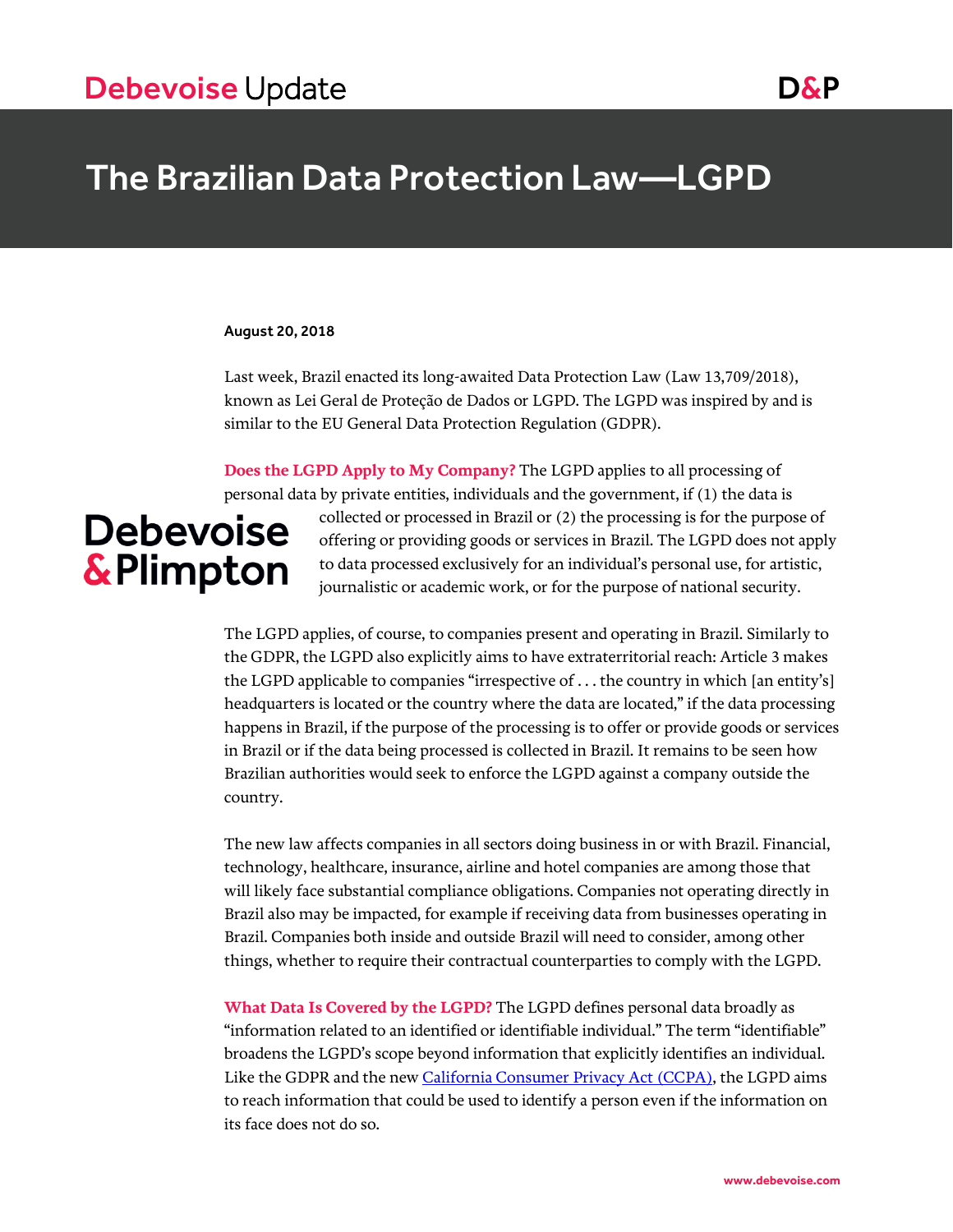Debevoise Update

# The Brazilian Data Protection Law—LGPD

**August 20, 2018**

Last week, Brazil enacted its long-awaited Data Protection Law (Law 13,709/2018), known as Lei Geral de Proteção de Dados or LGPD. The LGPD was inspired by and is similar to the EU General Data Protection Regulation (GDPR).

**Does the LGPD Apply to My Company?** The LGPD applies to all processing of personal data by private entities, individuals and the government, if (1) the data is collected or processed in Brazil or (2) the processing is for the purpose of offering or providing goods or services in Brazil. The LGPD does not apply to data processed exclusively for an individual's personal use, for artistic, journalistic or academic work, or for the purpose of national security.

The LGPD applies, of course, to companies present and operating in Brazil. Similarly to the GDPR, the LGPD also explicitly aims to have extraterritorial reach: Article 3 makes the LGPD applicable to companies "irrespective of . . . the country in which [an entity's] headquarters is located or the country where the data are located," if the data processing happens in Brazil, if the purpose of the processing is to offer or provide goods or services in Brazil or if the data being processed is collected in Brazil. It remains to be seen how Brazilian authorities would seek to enforce the LGPD against a company outside the country.

The new law affects companies in all sectors doing business in or with Brazil. Financial, technology, healthcare, insurance, airline and hotel companies are among those that will likely face substantial compliance obligations. Companies not operating directly in Brazil also may be impacted, for example if receiving data from businesses operating in Brazil. Companies both inside and outside Brazil will need to consider, among other things, whether to require their contractual counterparties to comply with the LGPD.

**What Data Is Covered by the LGPD?** The LGPD defines personal data broadly as "information related to an identified or identifiable individual." The term "identifiable" broadens the LGPD's scope beyond information that explicitly identifies an individual. Like the GDPR and the new California Consumer Privacy Act (CCPA), the LGPD aims to reach information that could be used to identify a person even if the information on its face does not do so.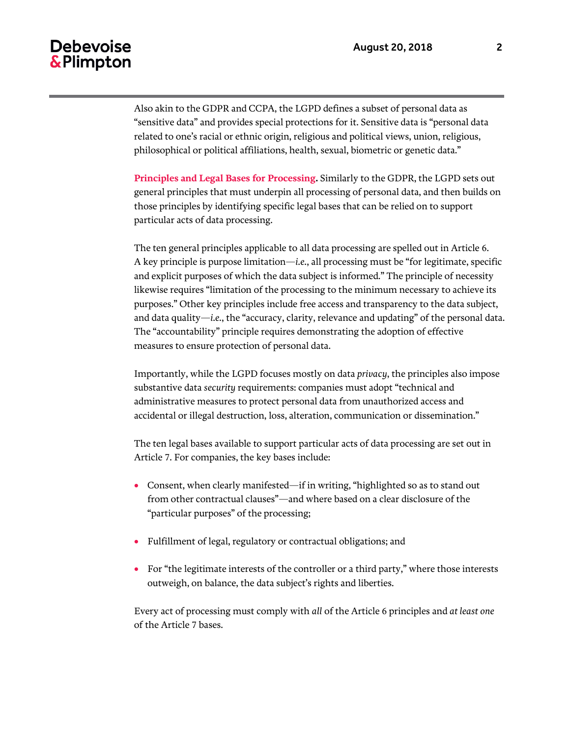Also akin to the GDPR and CCPA, the LGPD defines a subset of personal data as "sensitive data" and provides special protections for it. Sensitive data is "personal data related to one's racial or ethnic origin, religious and political views, union, religious, philosophical or political affiliations, health, sexual, biometric or genetic data."

**Principles and Legal Bases for Processing.** Similarly to the GDPR, the LGPD sets out general principles that must underpin all processing of personal data, and then builds on those principles by identifying specific legal bases that can be relied on to support particular acts of data processing.

The ten general principles applicable to all data processing are spelled out in Article 6. A key principle is purpose limitation—*i.e.*, all processing must be "for legitimate, specific and explicit purposes of which the data subject is informed." The principle of necessity likewise requires "limitation of the processing to the minimum necessary to achieve its purposes." Other key principles include free access and transparency to the data subject, and data quality—*i.e.*, the "accuracy, clarity, relevance and updating" of the personal data. The "accountability" principle requires demonstrating the adoption of effective measures to ensure protection of personal data.

Importantly, while the LGPD focuses mostly on data *privacy*, the principles also impose substantive data *security* requirements: companies must adopt "technical and administrative measures to protect personal data from unauthorized access and accidental or illegal destruction, loss, alteration, communication or dissemination."

The ten legal bases available to support particular acts of data processing are set out in Article 7. For companies, the key bases include:

- Consent, when clearly manifested—if in writing, "highlighted so as to stand out from other contractual clauses"—and where based on a clear disclosure of the "particular purposes" of the processing;
- Fulfillment of legal, regulatory or contractual obligations; and
- For "the legitimate interests of the controller or a third party," where those interests outweigh, on balance, the data subject's rights and liberties.

Every act of processing must comply with *all* of the Article 6 principles and *at least one* of the Article 7 bases.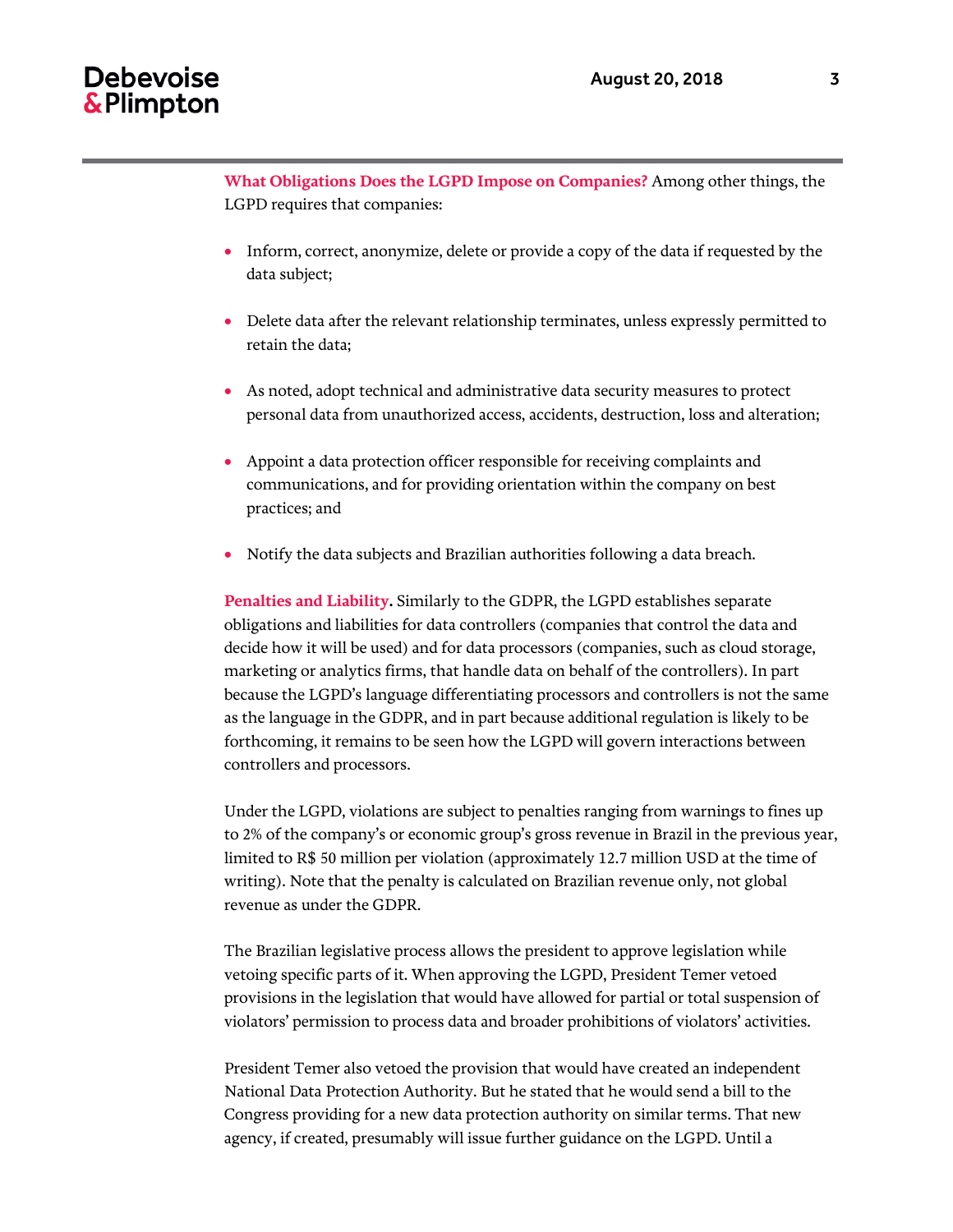**What Obligations Does the LGPD Impose on Companies?** Among other things, the LGPD requires that companies:

- Inform, correct, anonymize, delete or provide a copy of the data if requested by the data subject;
- Delete data after the relevant relationship terminates, unless expressly permitted to retain the data;
- As noted, adopt technical and administrative data security measures to protect personal data from unauthorized access, accidents, destruction, loss and alteration;
- Appoint a data protection officer responsible for receiving complaints and communications, and for providing orientation within the company on best practices; and
- Notify the data subjects and Brazilian authorities following a data breach.

**Penalties and Liability.** Similarly to the GDPR, the LGPD establishes separate obligations and liabilities for data controllers (companies that control the data and decide how it will be used) and for data processors (companies, such as cloud storage, marketing or analytics firms, that handle data on behalf of the controllers). In part because the LGPD's language differentiating processors and controllers is not the same as the language in the GDPR, and in part because additional regulation is likely to be forthcoming, it remains to be seen how the LGPD will govern interactions between controllers and processors.

Under the LGPD, violations are subject to penalties ranging from warnings to fines up to 2% of the company's or economic group's gross revenue in Brazil in the previous year, limited to R$ 50 million per violation (approximately 12.7 million USD at the time of writing). Note that the penalty is calculated on Brazilian revenue only, not global revenue as under the GDPR.

The Brazilian legislative process allows the president to approve legislation while vetoing specific parts of it. When approving the LGPD, President Temer vetoed provisions in the legislation that would have allowed for partial or total suspension of violators' permission to process data and broader prohibitions of violators' activities.

President Temer also vetoed the provision that would have created an independent National Data Protection Authority. But he stated that he would send a bill to the Congress providing for a new data protection authority on similar terms. That new agency, if created, presumably will issue further guidance on the LGPD. Until a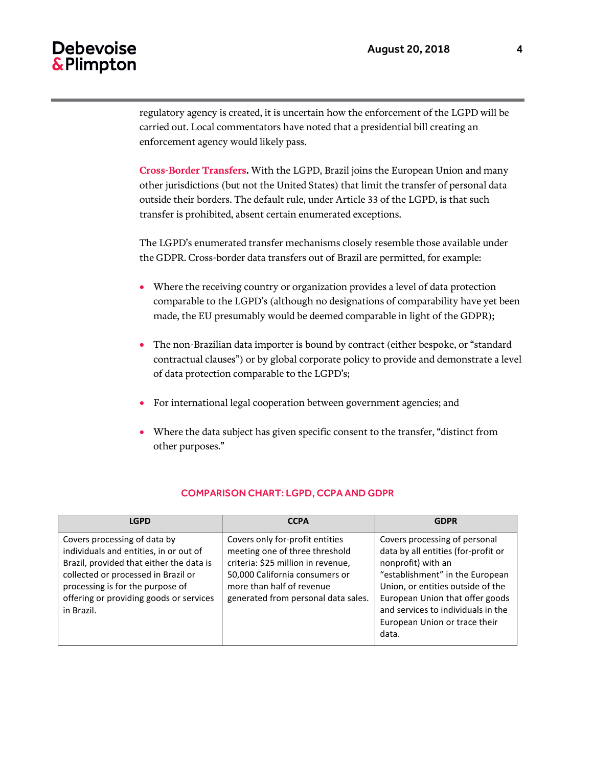regulatory agency is created, it is uncertain how the enforcement of the LGPD will be carried out. Local commentators have noted that a presidential bill creating an enforcement agency would likely pass.

**Cross-Border Transfers.** With the LGPD, Brazil joins the European Union and many other jurisdictions (but not the United States) that limit the transfer of personal data outside their borders. The default rule, under Article 33 of the LGPD, is that such transfer is prohibited, absent certain enumerated exceptions.

The LGPD's enumerated transfer mechanisms closely resemble those available under the GDPR. Cross-border data transfers out of Brazil are permitted, for example:

- Where the receiving country or organization provides a level of data protection comparable to the LGPD's (although no designations of comparability have yet been made, the EU presumably would be deemed comparable in light of the GDPR);
- The non-Brazilian data importer is bound by contract (either bespoke, or "standard contractual clauses") or by global corporate policy to provide and demonstrate a level of data protection comparable to the LGPD's;
- For international legal cooperation between government agencies; and
- Where the data subject has given specific consent to the transfer, "distinct from other purposes."

## COMPARISON CHART: LGPD, CCPA AND GDPR

| LGPD | CCPA | GDPR |
| --- | --- | --- |
| Covers processing of data by individuals and entities, in or out of Brazil, provided that either the data is collected or processed in Brazil or processing is for the purpose of offering or providing goods or services in Brazil. | Covers only for-profit entities meeting one of three threshold criteria: $25 million in revenue, 50,000 California consumers or more than half of revenue generated from personal data sales. | Covers processing of personal data by all entities (for-profit or nonprofit) with an "establishment" in the European Union, or entities outside of the European Union that offer goods and services to individuals in the European Union or trace their data. |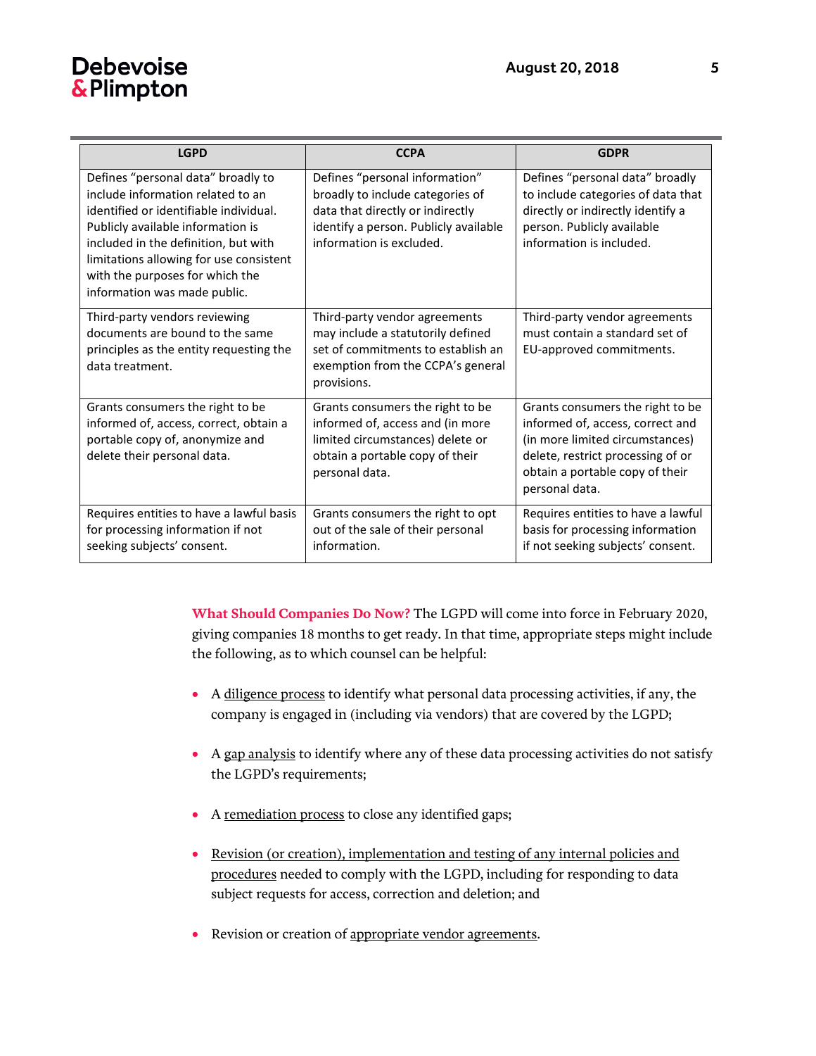| LGPD | CCPA | GDPR |
|---|---|---|
| Defines "personal data" broadly to include information related to an identified or identifiable individual. Publicly available information is included in the definition, but with limitations allowing for use consistent with the purposes for which the information was made public. | Defines "personal information" broadly to include categories of data that directly or indirectly identify a person. Publicly available information is excluded. | Defines "personal data" broadly to include categories of data that directly or indirectly identify a person. Publicly available information is included. |
| Third-party vendors reviewing documents are bound to the same principles as the entity requesting the data treatment. | Third-party vendor agreements may include a statutorily defined set of commitments to establish an exemption from the CCPA's general provisions. | Third-party vendor agreements must contain a standard set of EU-approved commitments. |
| Grants consumers the right to be informed of, access, correct, obtain a portable copy of, anonymize and delete their personal data. | Grants consumers the right to be informed of, access and (in more limited circumstances) delete or obtain a portable copy of their personal data. | Grants consumers the right to be informed of, access, correct and (in more limited circumstances) delete, restrict processing of or obtain a portable copy of their personal data. |
| Requires entities to have a lawful basis for processing information if not seeking subjects' consent. | Grants consumers the right to opt out of the sale of their personal information. | Requires entities to have a lawful basis for processing information if not seeking subjects' consent. |

**What Should Companies Do Now?** The LGPD will come into force in February 2020, giving companies 18 months to get ready. In that time, appropriate steps might include the following, as to which counsel can be helpful:

- A diligence process to identify what personal data processing activities, if any, the company is engaged in (including via vendors) that are covered by the LGPD;
- A gap analysis to identify where any of these data processing activities do not satisfy the LGPD's requirements;
- A remediation process to close any identified gaps;
- Revision (or creation), implementation and testing of any internal policies and procedures needed to comply with the LGPD, including for responding to data subject requests for access, correction and deletion; and
- Revision or creation of appropriate vendor agreements.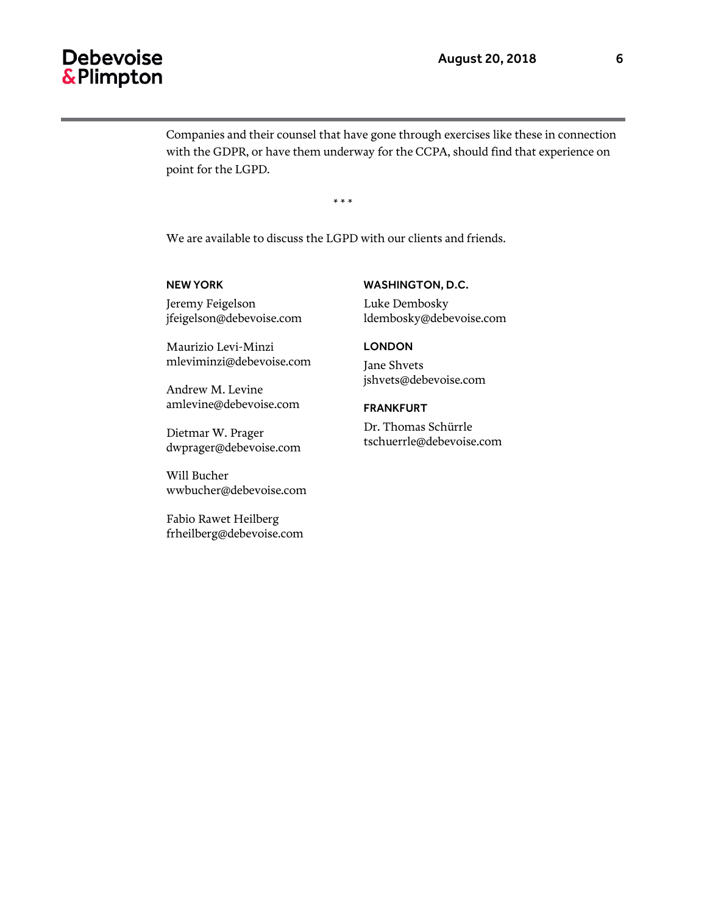Companies and their counsel that have gone through exercises like these in connection with the GDPR, or have them underway for the CCPA, should find that experience on point for the LGPD.

\* \* \*

We are available to discuss the LGPD with our clients and friends.

**NEW YORK**

Jeremy Feigelson
jfeigelson@debevoise.com

Maurizio Levi-Minzi
mleviminzi@debevoise.com

Andrew M. Levine
amlevine@debevoise.com

Dietmar W. Prager
dwprager@debevoise.com

Will Bucher
wwbucher@debevoise.com

Fabio Rawet Heilberg
frheilberg@debevoise.com

**WASHINGTON, D.C.**

Luke Dembosky
ldembosky@debevoise.com

**LONDON**

Jane Shvets
jshvets@debevoise.com

**FRANKFURT**

Dr. Thomas Schürrle
tschuerrle@debevoise.com